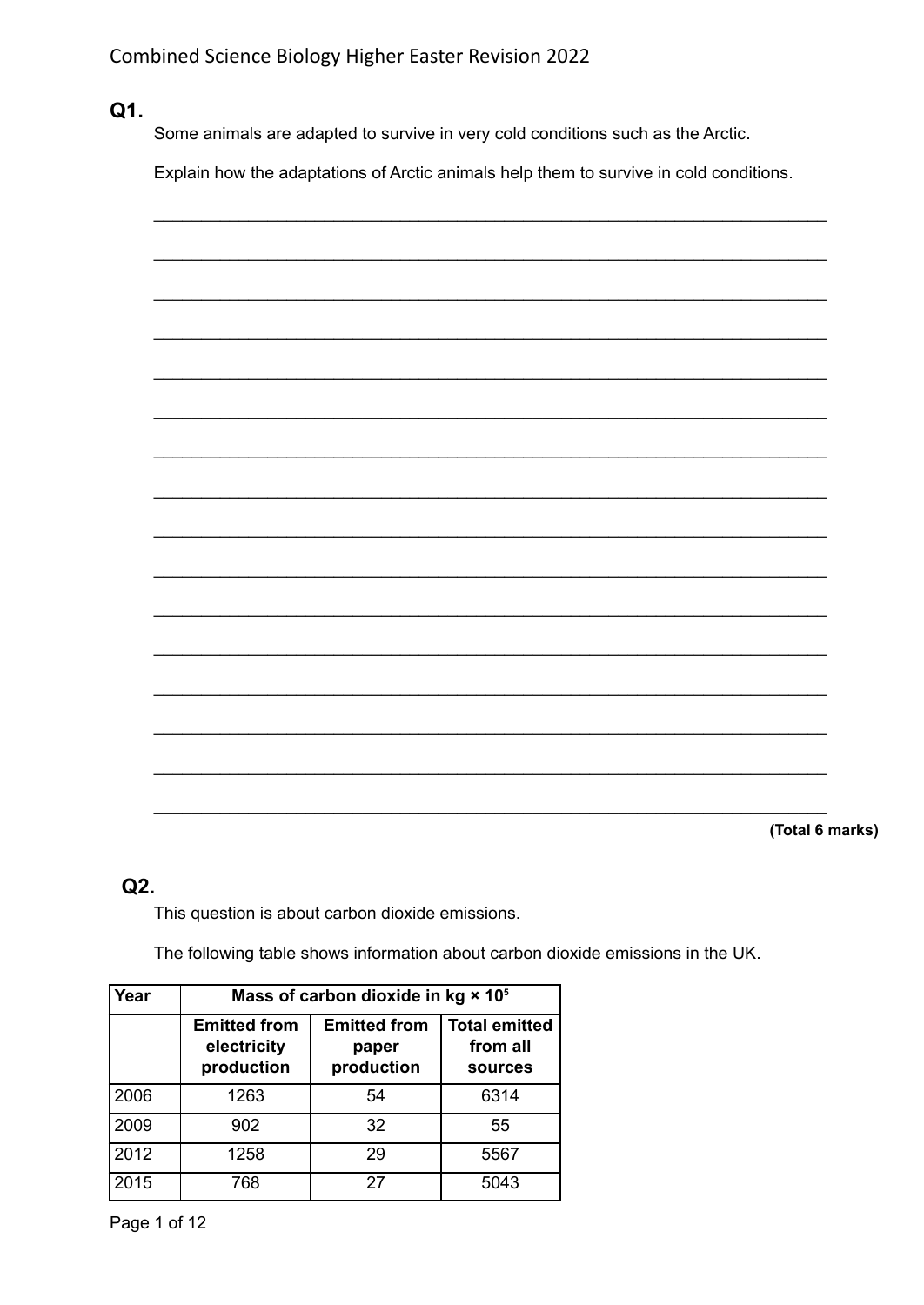## Q1.

Some animals are adapted to survive in very cold conditions such as the Arctic.

Explain how the adaptations of Arctic animals help them to survive in cold conditions.

___________________________________________________________________

___________________________________________________________________

___________________________________________________________________

___________________________________________________________________

___________________________________________________________________

___________________________________________________________________

___________________________________________________________________

___________________________________________________________________

___________________________________________________________________

___________________________________________________________________

___________________________________________________________________

___________________________________________________________________

___________________________________________________________________

___________________________________________________________________

___________________________________________________________________

___________________________________________________________________

**(Total 6 marks)**

## Q2.

This question is about carbon dioxide emissions.

The following table shows information about carbon dioxide emissions in the UK.

| Year | Mass of carbon dioxide in kg × $10^5$ | | |
|---|---|---|---|
| | **Emitted from electricity production** | **Emitted from paper production** | **Total emitted from all sources** |
| 2006 | 1263 | 54 | 6314 |
| 2009 | 902 | 32 | 55 |
| 2012 | 1258 | 29 | 5567 |
| 2015 | 768 | 27 | 5043 |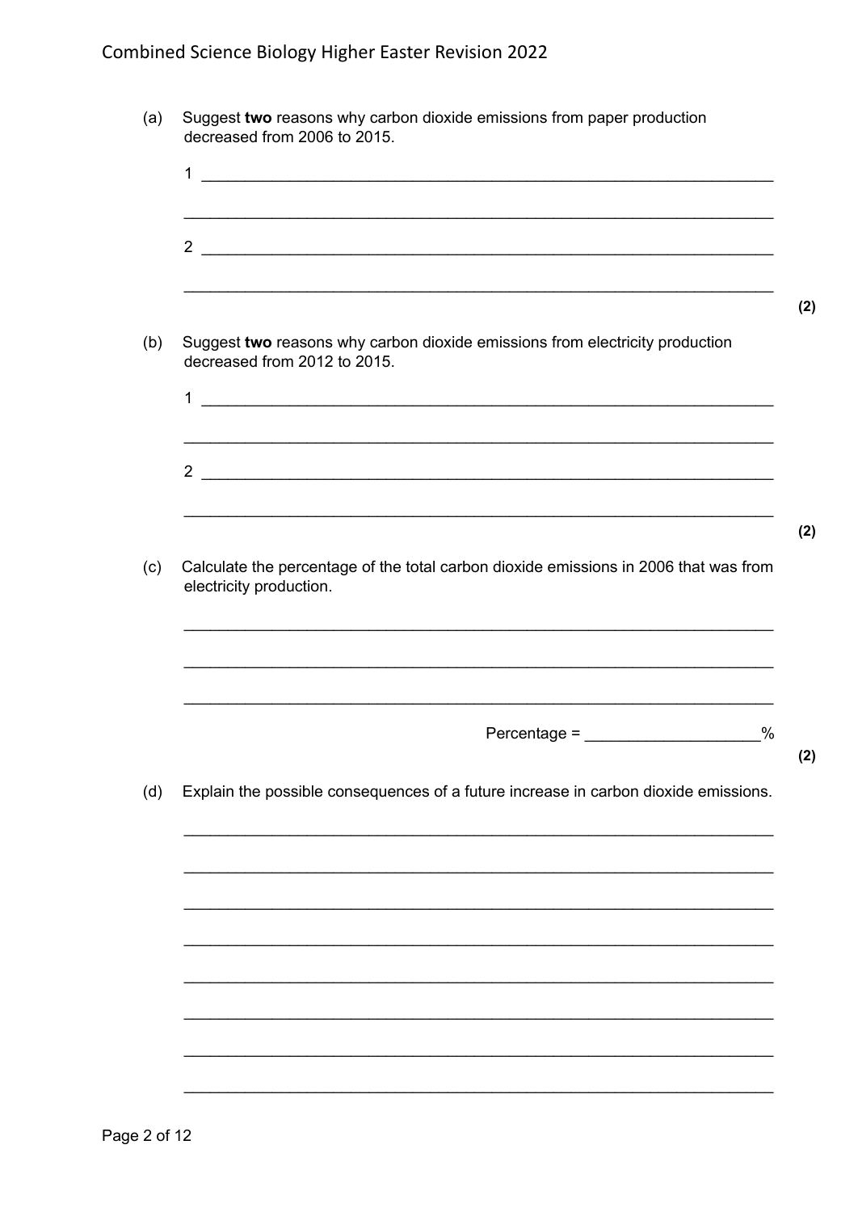(a) Suggest **two** reasons why carbon dioxide emissions from paper production decreased from 2006 to 2015.

1 ______________________________________________________________

______________________________________________________________

2 ______________________________________________________________

______________________________________________________________

**(2)**

(b) Suggest **two** reasons why carbon dioxide emissions from electricity production decreased from 2012 to 2015.

1 ______________________________________________________________

______________________________________________________________

2 ______________________________________________________________

______________________________________________________________

**(2)**

(c) Calculate the percentage of the total carbon dioxide emissions in 2006 that was from electricity production.

______________________________________________________________

______________________________________________________________

______________________________________________________________

Percentage = ____________________%

**(2)**

(d) Explain the possible consequences of a future increase in carbon dioxide emissions.

______________________________________________________________

______________________________________________________________

______________________________________________________________

______________________________________________________________

______________________________________________________________

______________________________________________________________

______________________________________________________________

______________________________________________________________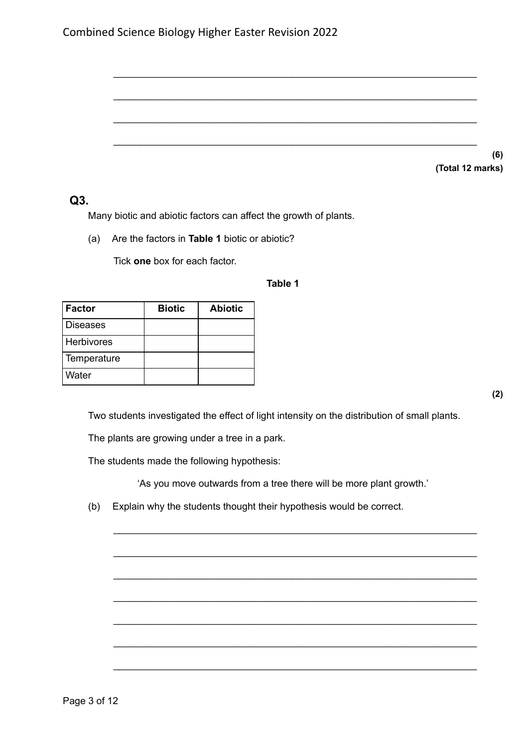\_\_\_\_\_\_\_\_\_\_\_\_\_\_\_\_\_\_\_\_\_\_\_\_\_\_\_\_\_\_\_\_\_\_\_\_\_\_\_\_\_\_\_\_\_\_\_\_\_\_\_\_\_\_\_\_\_\_\_\_\_\_\_\_\_

\_\_\_\_\_\_\_\_\_\_\_\_\_\_\_\_\_\_\_\_\_\_\_\_\_\_\_\_\_\_\_\_\_\_\_\_\_\_\_\_\_\_\_\_\_\_\_\_\_\_\_\_\_\_\_\_\_\_\_\_\_\_\_\_\_

\_\_\_\_\_\_\_\_\_\_\_\_\_\_\_\_\_\_\_\_\_\_\_\_\_\_\_\_\_\_\_\_\_\_\_\_\_\_\_\_\_\_\_\_\_\_\_\_\_\_\_\_\_\_\_\_\_\_\_\_\_\_\_\_\_

\_\_\_\_\_\_\_\_\_\_\_\_\_\_\_\_\_\_\_\_\_\_\_\_\_\_\_\_\_\_\_\_\_\_\_\_\_\_\_\_\_\_\_\_\_\_\_\_\_\_\_\_\_\_\_\_\_\_\_\_\_\_\_\_\_

**(6)**

**(Total 12 marks)**

## Q3.

Many biotic and abiotic factors can affect the growth of plants.

(a) Are the factors in **Table 1** biotic or abiotic?

Tick **one** box for each factor.

**Table 1**

| Factor | Biotic | Abiotic |
|---|---|---|
| Diseases | | |
| Herbivores | | |
| Temperature | | |
| Water | | |

**(2)**

Two students investigated the effect of light intensity on the distribution of small plants.

The plants are growing under a tree in a park.

The students made the following hypothesis:

'As you move outwards from a tree there will be more plant growth.'

(b) Explain why the students thought their hypothesis would be correct.

\_\_\_\_\_\_\_\_\_\_\_\_\_\_\_\_\_\_\_\_\_\_\_\_\_\_\_\_\_\_\_\_\_\_\_\_\_\_\_\_\_\_\_\_\_\_\_\_\_\_\_\_\_\_\_\_\_\_\_\_\_\_\_\_\_

\_\_\_\_\_\_\_\_\_\_\_\_\_\_\_\_\_\_\_\_\_\_\_\_\_\_\_\_\_\_\_\_\_\_\_\_\_\_\_\_\_\_\_\_\_\_\_\_\_\_\_\_\_\_\_\_\_\_\_\_\_\_\_\_\_

\_\_\_\_\_\_\_\_\_\_\_\_\_\_\_\_\_\_\_\_\_\_\_\_\_\_\_\_\_\_\_\_\_\_\_\_\_\_\_\_\_\_\_\_\_\_\_\_\_\_\_\_\_\_\_\_\_\_\_\_\_\_\_\_\_

\_\_\_\_\_\_\_\_\_\_\_\_\_\_\_\_\_\_\_\_\_\_\_\_\_\_\_\_\_\_\_\_\_\_\_\_\_\_\_\_\_\_\_\_\_\_\_\_\_\_\_\_\_\_\_\_\_\_\_\_\_\_\_\_\_

\_\_\_\_\_\_\_\_\_\_\_\_\_\_\_\_\_\_\_\_\_\_\_\_\_\_\_\_\_\_\_\_\_\_\_\_\_\_\_\_\_\_\_\_\_\_\_\_\_\_\_\_\_\_\_\_\_\_\_\_\_\_\_\_\_

\_\_\_\_\_\_\_\_\_\_\_\_\_\_\_\_\_\_\_\_\_\_\_\_\_\_\_\_\_\_\_\_\_\_\_\_\_\_\_\_\_\_\_\_\_\_\_\_\_\_\_\_\_\_\_\_\_\_\_\_\_\_\_\_\_

\_\_\_\_\_\_\_\_\_\_\_\_\_\_\_\_\_\_\_\_\_\_\_\_\_\_\_\_\_\_\_\_\_\_\_\_\_\_\_\_\_\_\_\_\_\_\_\_\_\_\_\_\_\_\_\_\_\_\_\_\_\_\_\_\_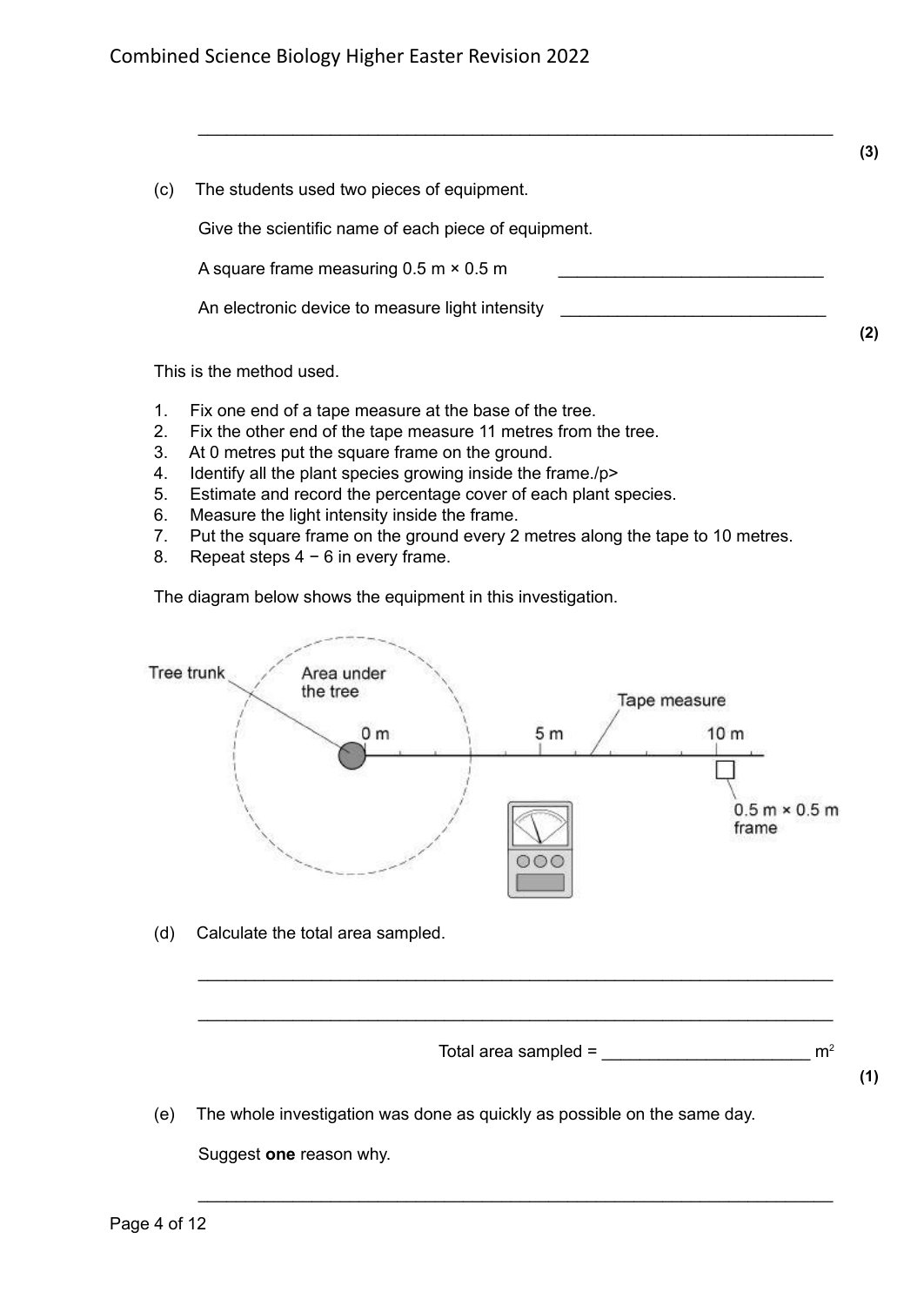_______________________________________________________________________

**(3)**

(c) The students used two pieces of equipment.

Give the scientific name of each piece of equipment.

A square frame measuring 0.5 m × 0.5 m ____________________________

An electronic device to measure light intensity ____________________________

**(2)**

This is the method used.

1. Fix one end of a tape measure at the base of the tree.
2. Fix the other end of the tape measure 11 metres from the tree.
3. At 0 metres put the square frame on the ground.
4. Identify all the plant species growing inside the frame./p>
5. Estimate and record the percentage cover of each plant species.
6. Measure the light intensity inside the frame.
7. Put the square frame on the ground every 2 metres along the tape to 10 metres.
8. Repeat steps 4 − 6 in every frame.

The diagram below shows the equipment in this investigation.

Tree trunk — Area under the tree — 0 m — 5 m — Tape measure — 10 m — 0.5 m × 0.5 m frame

(d) Calculate the total area sampled.

_______________________________________________________________________

_______________________________________________________________________

Total area sampled = ______________________ $m^2$

**(1)**

(e) The whole investigation was done as quickly as possible on the same day.

Suggest **one** reason why.

_______________________________________________________________________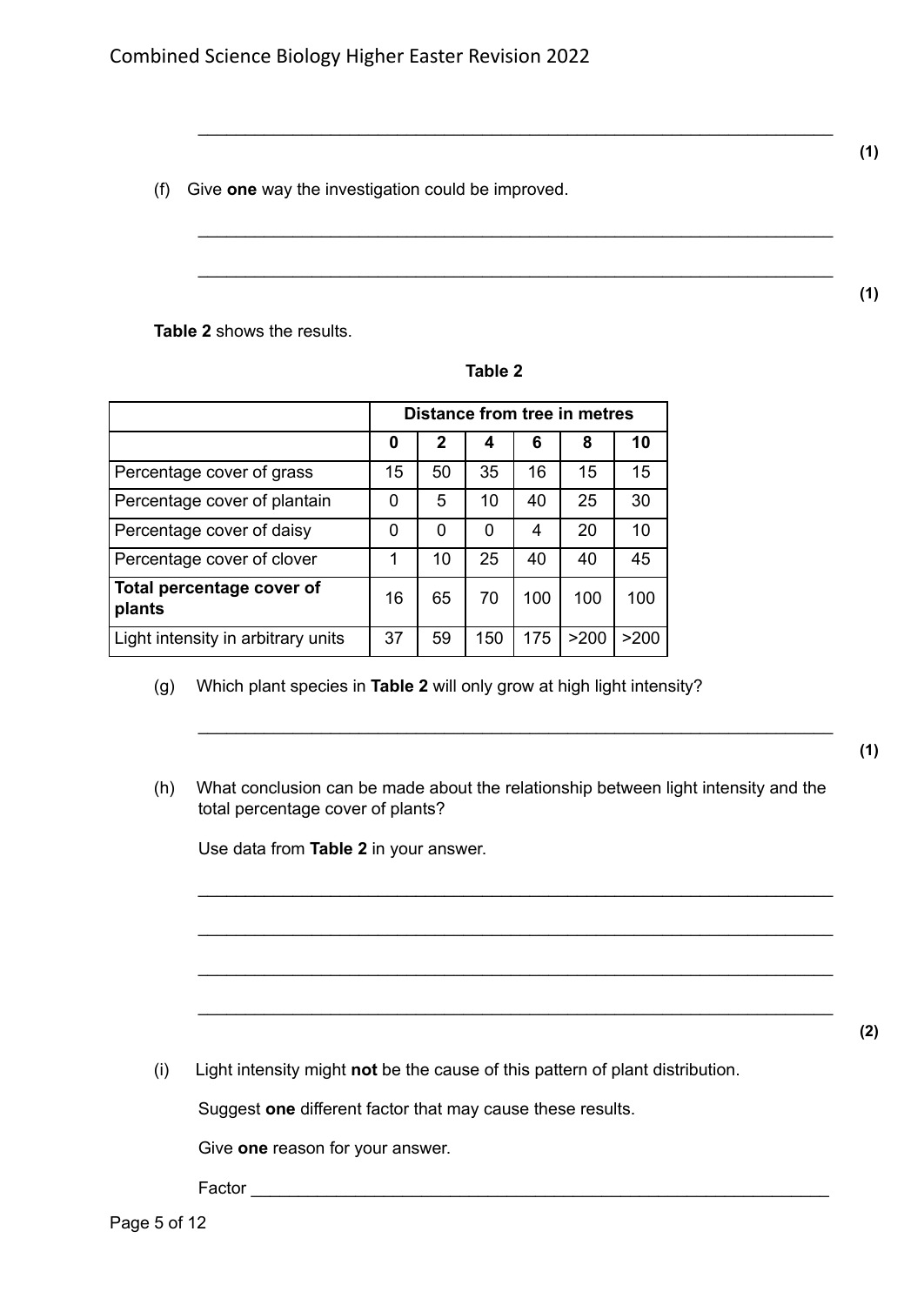\_\_\_\_\_\_\_\_\_\_\_\_\_\_\_\_\_\_\_\_\_\_\_\_\_\_\_\_\_\_\_\_\_\_\_\_\_\_\_\_\_\_\_\_\_\_\_\_\_\_\_\_\_\_\_\_\_\_\_\_\_\_\_\_\_\_\_\_

**(1)**

(f) Give **one** way the investigation could be improved.

\_\_\_\_\_\_\_\_\_\_\_\_\_\_\_\_\_\_\_\_\_\_\_\_\_\_\_\_\_\_\_\_\_\_\_\_\_\_\_\_\_\_\_\_\_\_\_\_\_\_\_\_\_\_\_\_\_\_\_\_\_\_\_\_\_\_\_\_

\_\_\_\_\_\_\_\_\_\_\_\_\_\_\_\_\_\_\_\_\_\_\_\_\_\_\_\_\_\_\_\_\_\_\_\_\_\_\_\_\_\_\_\_\_\_\_\_\_\_\_\_\_\_\_\_\_\_\_\_\_\_\_\_\_\_\_\_

**(1)**

**Table 2** shows the results.

**Table 2**

| | Distance from tree in metres | | | | | |
|---|---|---|---|---|---|---|
| | **0** | **2** | **4** | **6** | **8** | **10** |
| Percentage cover of grass | 15 | 50 | 35 | 16 | 15 | 15 |
| Percentage cover of plantain | 0 | 5 | 10 | 40 | 25 | 30 |
| Percentage cover of daisy | 0 | 0 | 0 | 4 | 20 | 10 |
| Percentage cover of clover | 1 | 10 | 25 | 40 | 40 | 45 |
| **Total percentage cover of plants** | 16 | 65 | 70 | 100 | 100 | 100 |
| Light intensity in arbitrary units | 37 | 59 | 150 | 175 | >200 | >200 |

(g) Which plant species in **Table 2** will only grow at high light intensity?

\_\_\_\_\_\_\_\_\_\_\_\_\_\_\_\_\_\_\_\_\_\_\_\_\_\_\_\_\_\_\_\_\_\_\_\_\_\_\_\_\_\_\_\_\_\_\_\_\_\_\_\_\_\_\_\_\_\_\_\_\_\_\_\_\_\_\_\_

**(1)**

(h) What conclusion can be made about the relationship between light intensity and the total percentage cover of plants?

Use data from **Table 2** in your answer.

\_\_\_\_\_\_\_\_\_\_\_\_\_\_\_\_\_\_\_\_\_\_\_\_\_\_\_\_\_\_\_\_\_\_\_\_\_\_\_\_\_\_\_\_\_\_\_\_\_\_\_\_\_\_\_\_\_\_\_\_\_\_\_\_\_\_\_\_

\_\_\_\_\_\_\_\_\_\_\_\_\_\_\_\_\_\_\_\_\_\_\_\_\_\_\_\_\_\_\_\_\_\_\_\_\_\_\_\_\_\_\_\_\_\_\_\_\_\_\_\_\_\_\_\_\_\_\_\_\_\_\_\_\_\_\_\_

\_\_\_\_\_\_\_\_\_\_\_\_\_\_\_\_\_\_\_\_\_\_\_\_\_\_\_\_\_\_\_\_\_\_\_\_\_\_\_\_\_\_\_\_\_\_\_\_\_\_\_\_\_\_\_\_\_\_\_\_\_\_\_\_\_\_\_\_

\_\_\_\_\_\_\_\_\_\_\_\_\_\_\_\_\_\_\_\_\_\_\_\_\_\_\_\_\_\_\_\_\_\_\_\_\_\_\_\_\_\_\_\_\_\_\_\_\_\_\_\_\_\_\_\_\_\_\_\_\_\_\_\_\_\_\_\_

**(2)**

(i) Light intensity might **not** be the cause of this pattern of plant distribution.

Suggest **one** different factor that may cause these results.

Give **one** reason for your answer.

Factor \_\_\_\_\_\_\_\_\_\_\_\_\_\_\_\_\_\_\_\_\_\_\_\_\_\_\_\_\_\_\_\_\_\_\_\_\_\_\_\_\_\_\_\_\_\_\_\_\_\_\_\_\_\_\_\_\_\_\_\_\_\_\_\_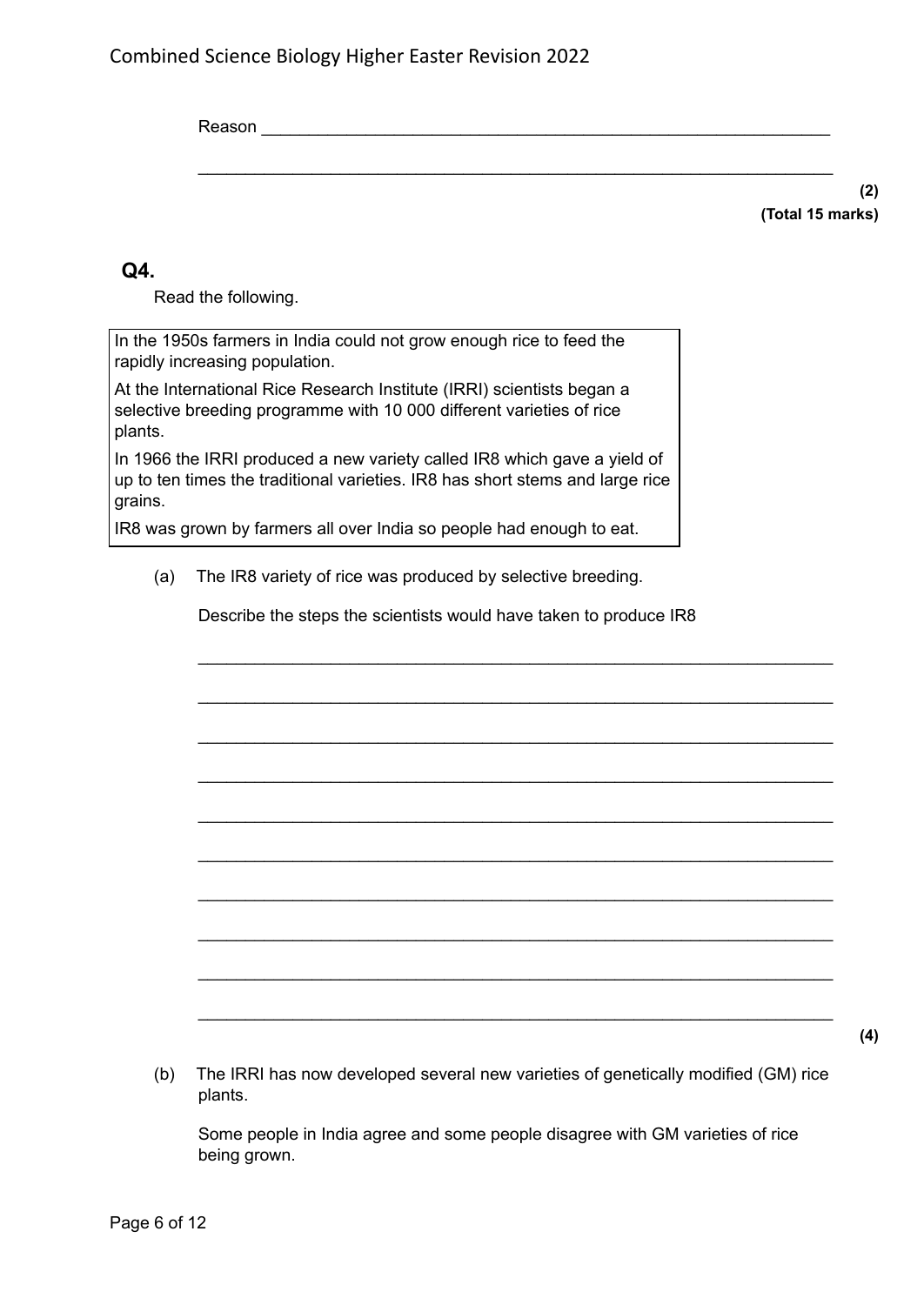Reason ______________________________________________________________

______________________________________________________________

**(2)**
**(Total 15 marks)**

## Q4.

Read the following.

> In the 1950s farmers in India could not grow enough rice to feed the rapidly increasing population.
>
> At the International Rice Research Institute (IRRI) scientists began a selective breeding programme with 10 000 different varieties of rice plants.
>
> In 1966 the IRRI produced a new variety called IR8 which gave a yield of up to ten times the traditional varieties. IR8 has short stems and large rice grains.
>
> IR8 was grown by farmers all over India so people had enough to eat.

(a) The IR8 variety of rice was produced by selective breeding.

Describe the steps the scientists would have taken to produce IR8

______________________________________________________________

______________________________________________________________

______________________________________________________________

______________________________________________________________

______________________________________________________________

______________________________________________________________

______________________________________________________________

______________________________________________________________

______________________________________________________________

______________________________________________________________

**(4)**

(b) The IRRI has now developed several new varieties of genetically modified (GM) rice plants.

Some people in India agree and some people disagree with GM varieties of rice being grown.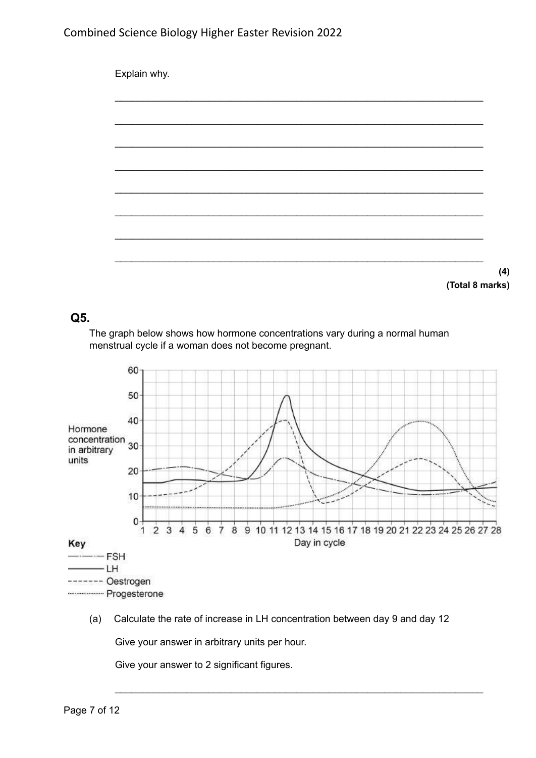Explain why.

___________________________________________________________________

___________________________________________________________________

___________________________________________________________________

___________________________________________________________________

___________________________________________________________________

___________________________________________________________________

___________________________________________________________________

___________________________________________________________________

**(4)**
**(Total 8 marks)**

## Q5.

The graph below shows how hormone concentrations vary during a normal human menstrual cycle if a woman does not become pregnant.

Key:
- —·—·— FSH
- ——— LH
- ------- Oestrogen
- ········ Progesterone

(a) Calculate the rate of increase in LH concentration between day 9 and day 12

Give your answer in arbitrary units per hour.

Give your answer to 2 significant figures.

___________________________________________________________________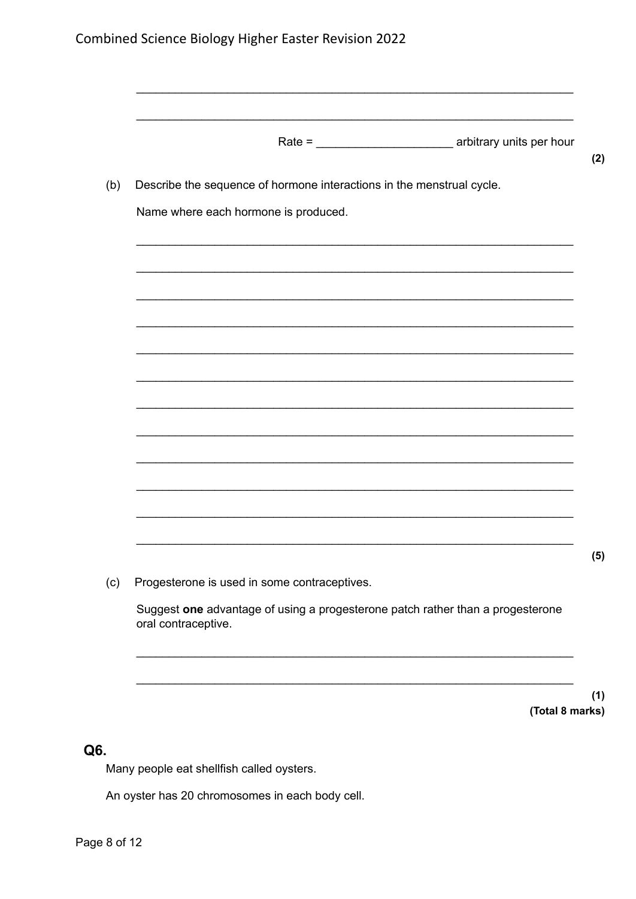________________________________________________________________

________________________________________________________________

Rate = ____________________ arbitrary units per hour

**(2)**

(b) Describe the sequence of hormone interactions in the menstrual cycle.

Name where each hormone is produced.

________________________________________________________________

________________________________________________________________

________________________________________________________________

________________________________________________________________

________________________________________________________________

________________________________________________________________

________________________________________________________________

________________________________________________________________

________________________________________________________________

________________________________________________________________

________________________________________________________________

________________________________________________________________

**(5)**

(c) Progesterone is used in some contraceptives.

Suggest **one** advantage of using a progesterone patch rather than a progesterone oral contraceptive.

________________________________________________________________

________________________________________________________________

**(1)**

**(Total 8 marks)**

## Q6.

Many people eat shellfish called oysters.

An oyster has 20 chromosomes in each body cell.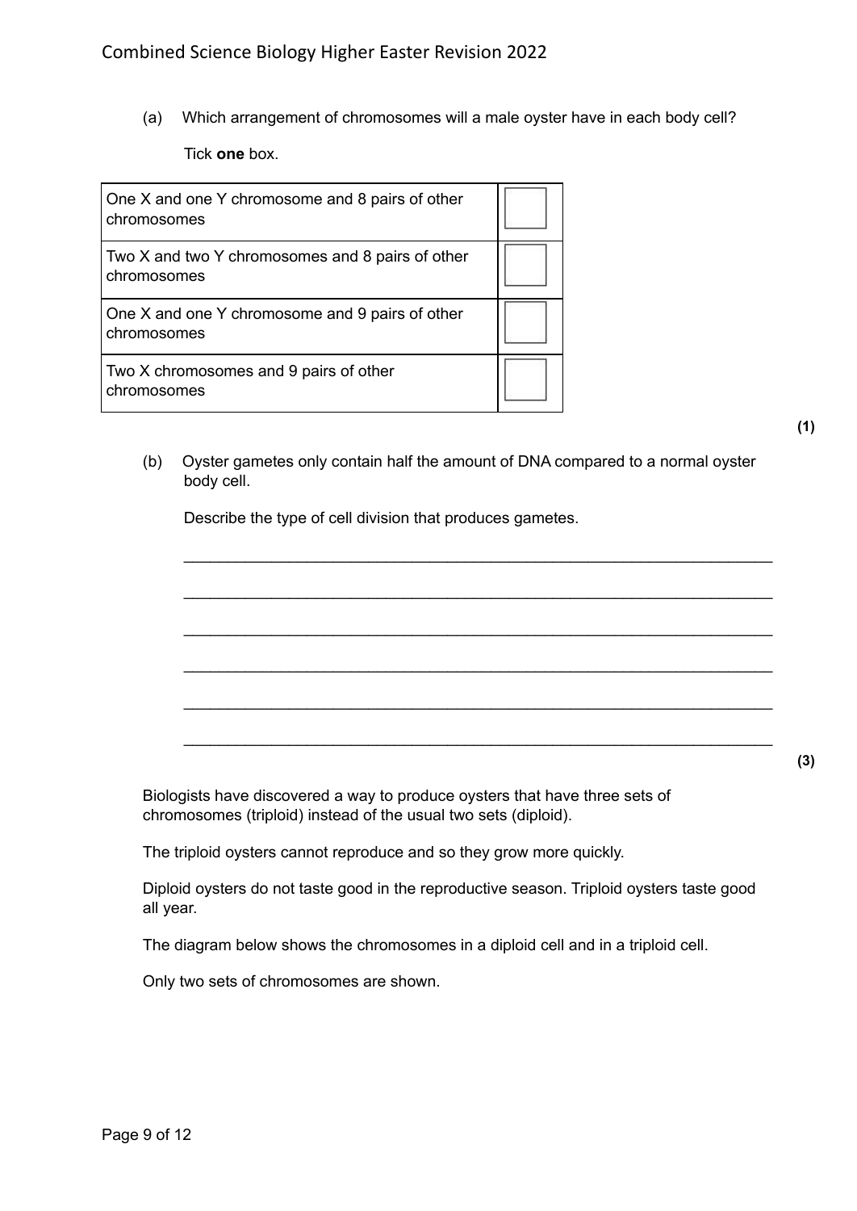(a) Which arrangement of chromosomes will a male oyster have in each body cell?

Tick **one** box.

| | |
|---|---|
| One X and one Y chromosome and 8 pairs of other chromosomes | ☐ |
| Two X and two Y chromosomes and 8 pairs of other chromosomes | ☐ |
| One X and one Y chromosome and 9 pairs of other chromosomes | ☐ |
| Two X chromosomes and 9 pairs of other chromosomes | ☐ |

**(1)**

(b) Oyster gametes only contain half the amount of DNA compared to a normal oyster body cell.

Describe the type of cell division that produces gametes.

___________________________________________________________________

___________________________________________________________________

___________________________________________________________________

___________________________________________________________________

___________________________________________________________________

___________________________________________________________________

**(3)**

Biologists have discovered a way to produce oysters that have three sets of chromosomes (triploid) instead of the usual two sets (diploid).

The triploid oysters cannot reproduce and so they grow more quickly.

Diploid oysters do not taste good in the reproductive season. Triploid oysters taste good all year.

The diagram below shows the chromosomes in a diploid cell and in a triploid cell.

Only two sets of chromosomes are shown.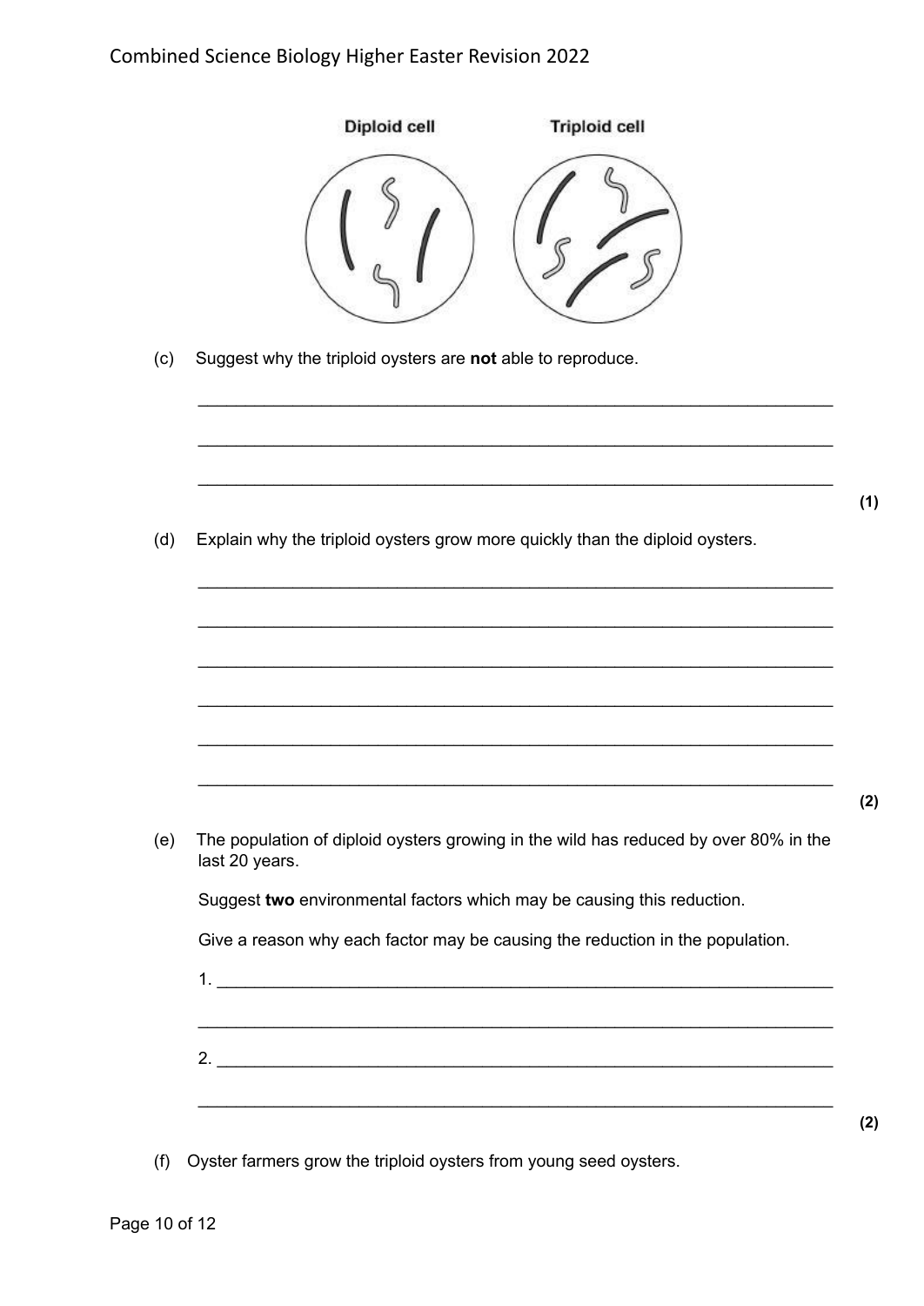Diploid cell Triploid cell

(c) Suggest why the triploid oysters are **not** able to reproduce.

___________________________________________________________________

___________________________________________________________________

___________________________________________________________________

**(1)**

(d) Explain why the triploid oysters grow more quickly than the diploid oysters.

___________________________________________________________________

___________________________________________________________________

___________________________________________________________________

___________________________________________________________________

___________________________________________________________________

___________________________________________________________________

**(2)**

(e) The population of diploid oysters growing in the wild has reduced by over 80% in the last 20 years.

Suggest **two** environmental factors which may be causing this reduction.

Give a reason why each factor may be causing the reduction in the population.

1. _________________________________________________________________

___________________________________________________________________

2. _________________________________________________________________

___________________________________________________________________

**(2)**

(f) Oyster farmers grow the triploid oysters from young seed oysters.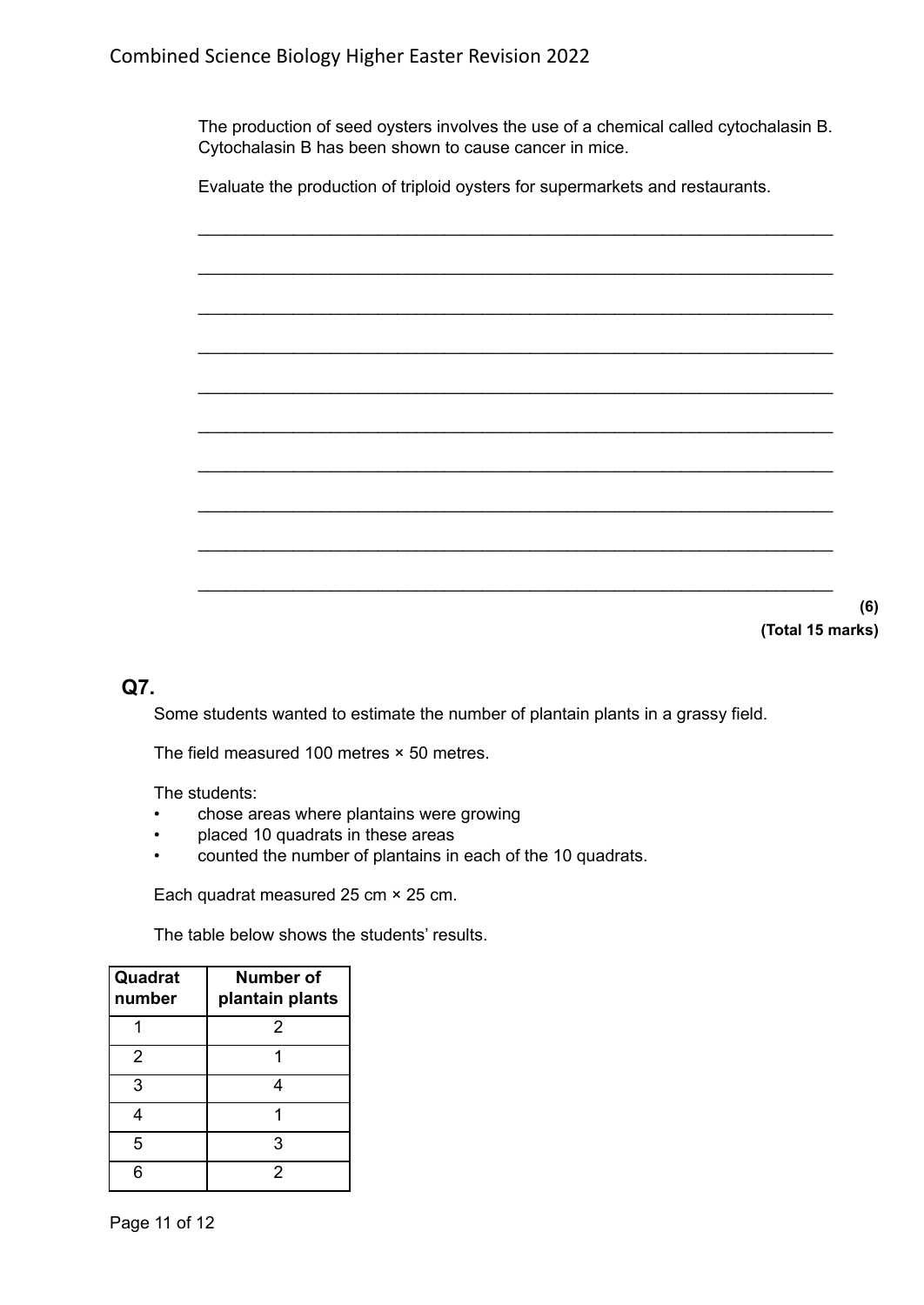The production of seed oysters involves the use of a chemical called cytochalasin B. Cytochalasin B has been shown to cause cancer in mice.

Evaluate the production of triploid oysters for supermarkets and restaurants.

___________________________________________________________________

___________________________________________________________________

___________________________________________________________________

___________________________________________________________________

___________________________________________________________________

___________________________________________________________________

___________________________________________________________________

___________________________________________________________________

___________________________________________________________________

___________________________________________________________________

**(6)**

**(Total 15 marks)**

## Q7.

Some students wanted to estimate the number of plantain plants in a grassy field.

The field measured 100 metres × 50 metres.

The students:

- chose areas where plantains were growing
- placed 10 quadrats in these areas
- counted the number of plantains in each of the 10 quadrats.

Each quadrat measured 25 cm × 25 cm.

The table below shows the students' results.

| Quadrat number | Number of plantain plants |
|---|---|
| 1 | 2 |
| 2 | 1 |
| 3 | 4 |
| 4 | 1 |
| 5 | 3 |
| 6 | 2 |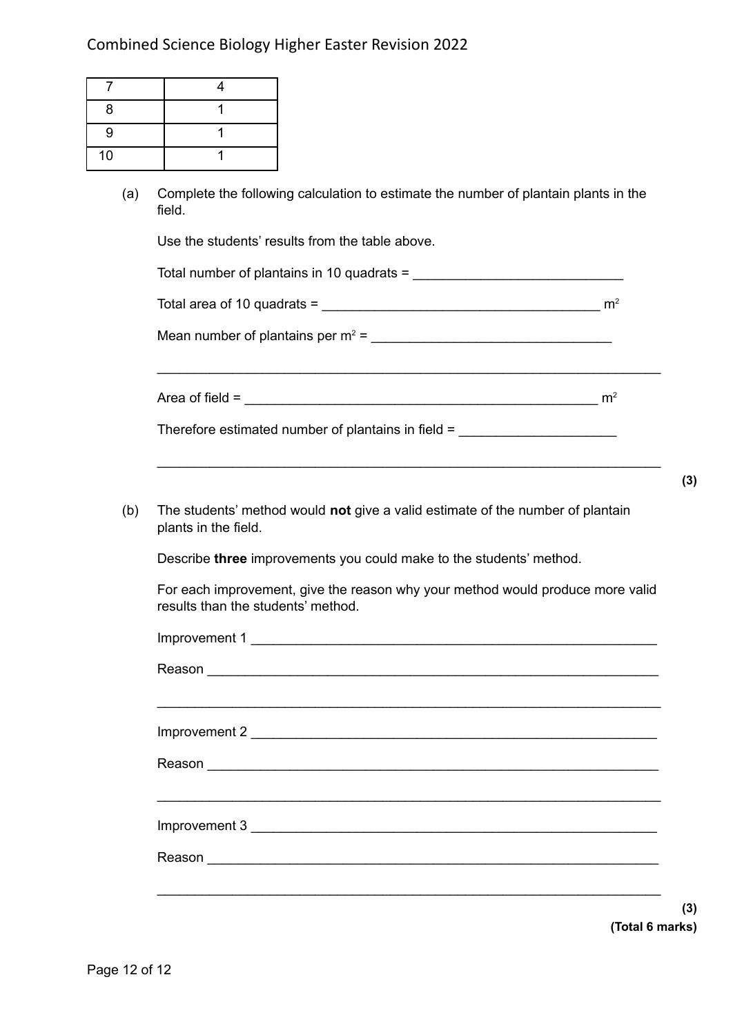| | |
|---|---|
| 7 | 4 |
| 8 | 1 |
| 9 | 1 |
| 10 | 1 |

(a) Complete the following calculation to estimate the number of plantain plants in the field.

Use the students' results from the table above.

Total number of plantains in 10 quadrats = ____________________________

Total area of 10 quadrats = ______________________________________ $m^2$

Mean number of plantains per $m^2$ = ________________________________

___________________________________________________________________

Area of field = _______________________________________________ $m^2$

Therefore estimated number of plantains in field = ____________________

___________________________________________________________________

**(3)**

(b) The students' method would **not** give a valid estimate of the number of plantain plants in the field.

Describe **three** improvements you could make to the students' method.

For each improvement, give the reason why your method would produce more valid results than the students' method.

Improvement 1 _______________________________________________________

Reason _____________________________________________________________

___________________________________________________________________

Improvement 2 _______________________________________________________

Reason _____________________________________________________________

___________________________________________________________________

Improvement 3 _______________________________________________________

Reason _____________________________________________________________

___________________________________________________________________

**(3)**

**(Total 6 marks)**